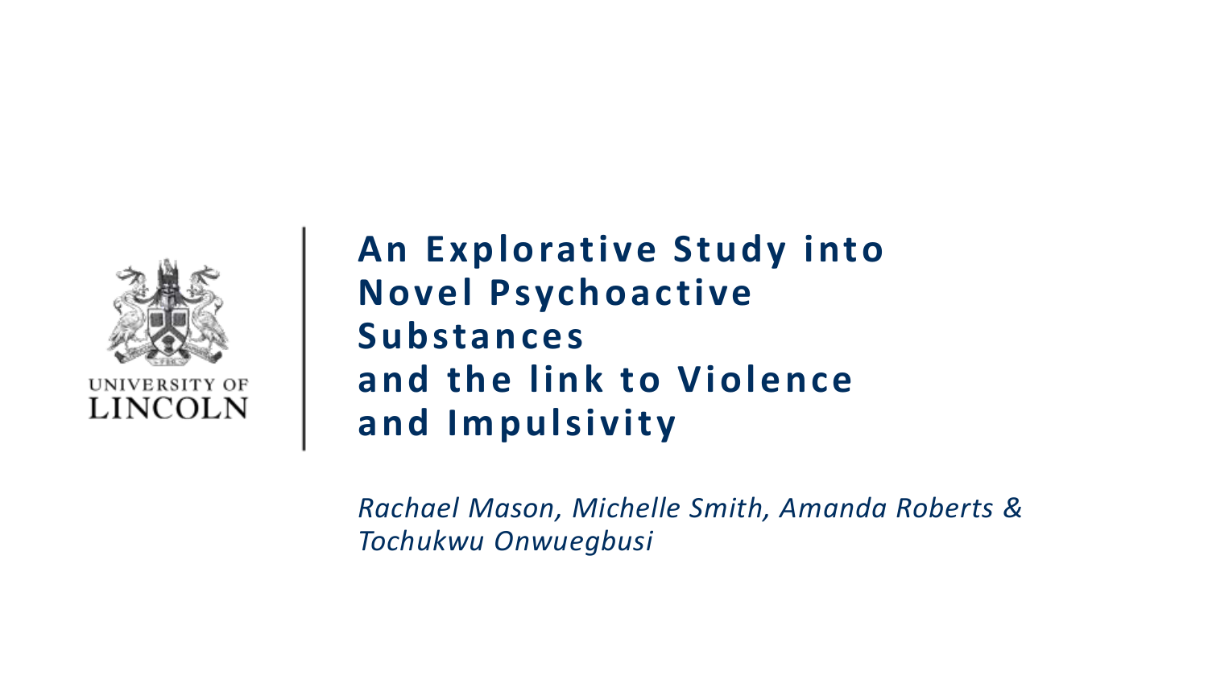UNIVERSITY OF LINCOLN

# An Explorative Study into Novel Psychoactive Substances and the link to Violence and Impulsivity

*Rachael Mason, Michelle Smith, Amanda Roberts & Tochukwu Onwuegbusi*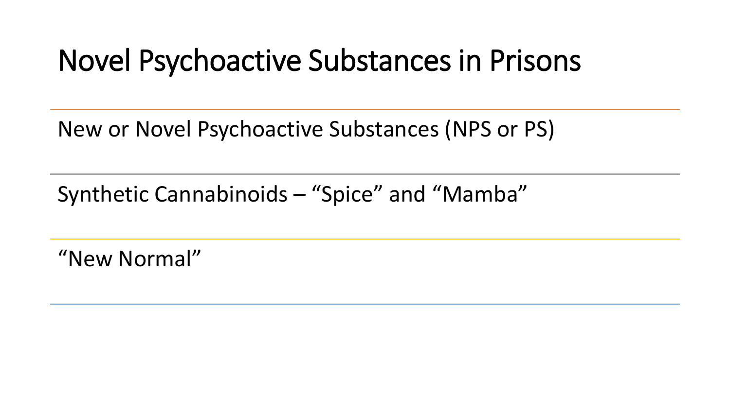# Novel Psychoactive Substances in Prisons

- New or Novel Psychoactive Substances (NPS or PS)
- Synthetic Cannabinoids – “Spice” and “Mamba”
- “New Normal”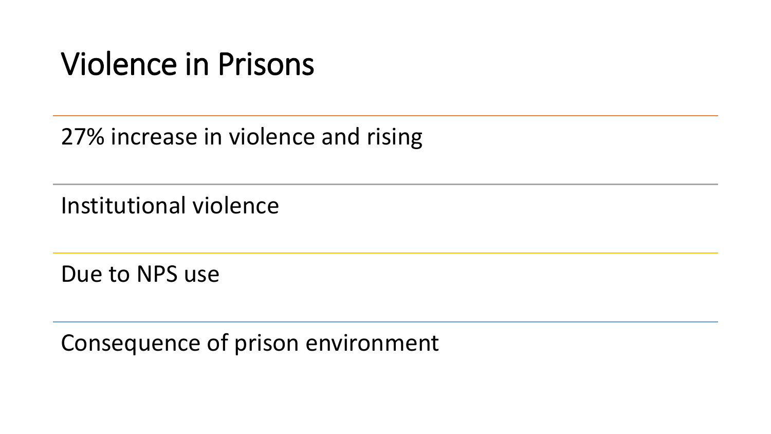# Violence in Prisons

27% increase in violence and rising

Institutional violence

Due to NPS use

Consequence of prison environment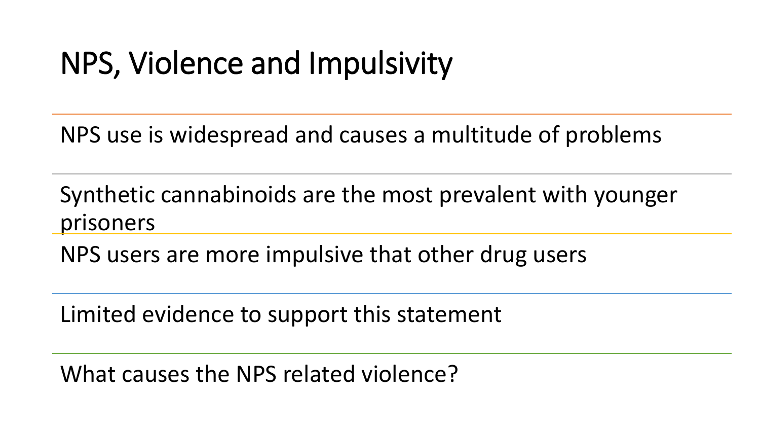# NPS, Violence and Impulsivity

NPS use is widespread and causes a multitude of problems

Synthetic cannabinoids are the most prevalent with younger prisoners

NPS users are more impulsive that other drug users

Limited evidence to support this statement

What causes the NPS related violence?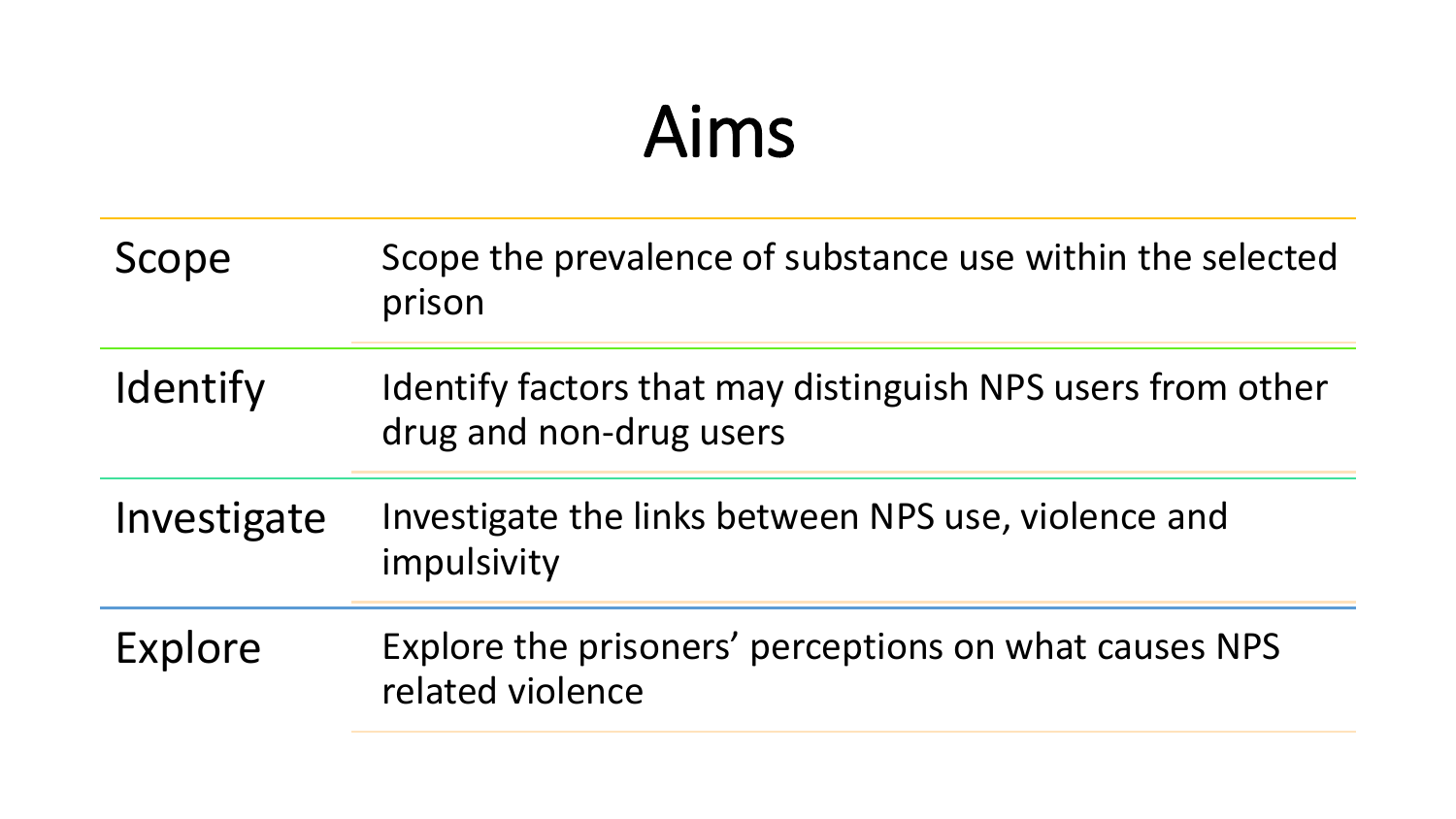# Aims

| | |
|---|---|
| Scope | Scope the prevalence of substance use within the selected prison |
| Identify | Identify factors that may distinguish NPS users from other drug and non-drug users |
| Investigate | Investigate the links between NPS use, violence and impulsivity |
| Explore | Explore the prisoners' perceptions on what causes NPS related violence |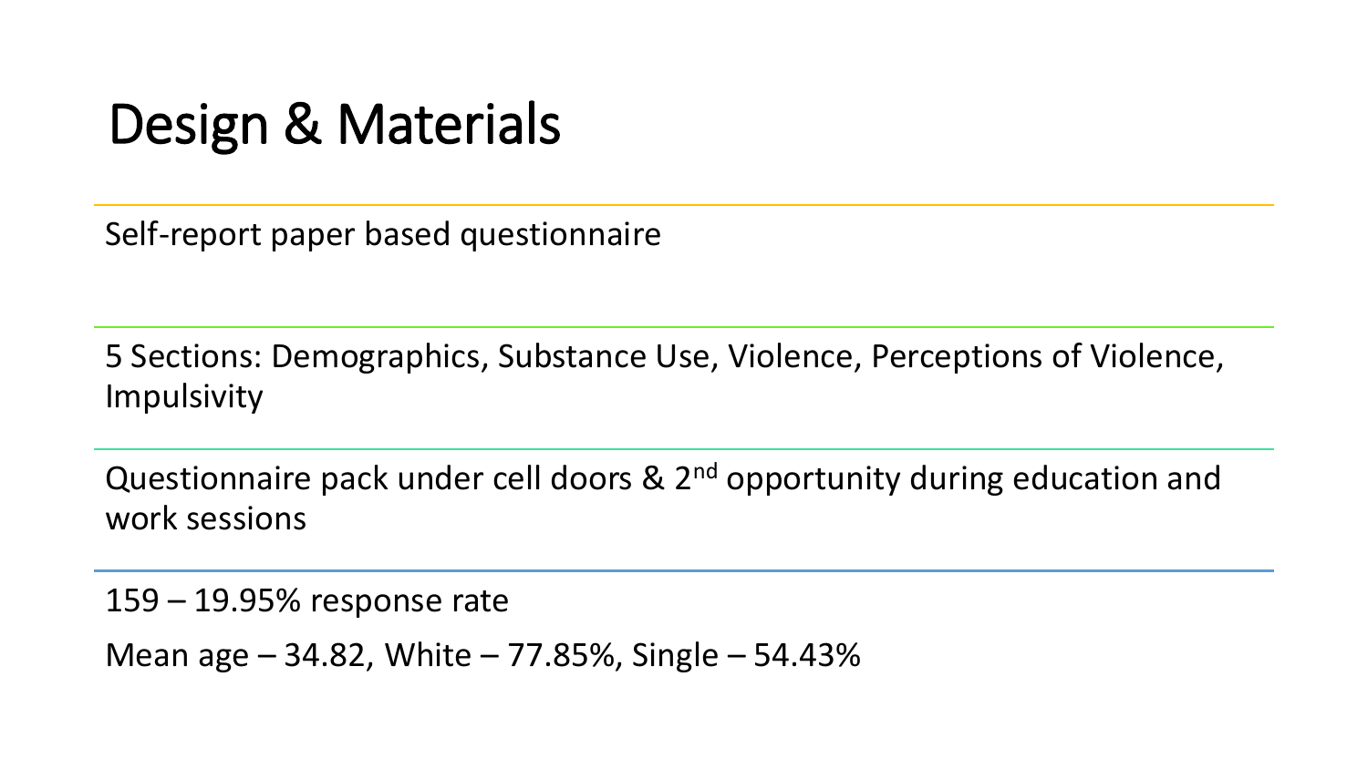# Design & Materials

Self-report paper based questionnaire

5 Sections: Demographics, Substance Use, Violence, Perceptions of Violence, Impulsivity

Questionnaire pack under cell doors & 2nd opportunity during education and work sessions

159 – 19.95% response rate

Mean age – 34.82, White – 77.85%, Single – 54.43%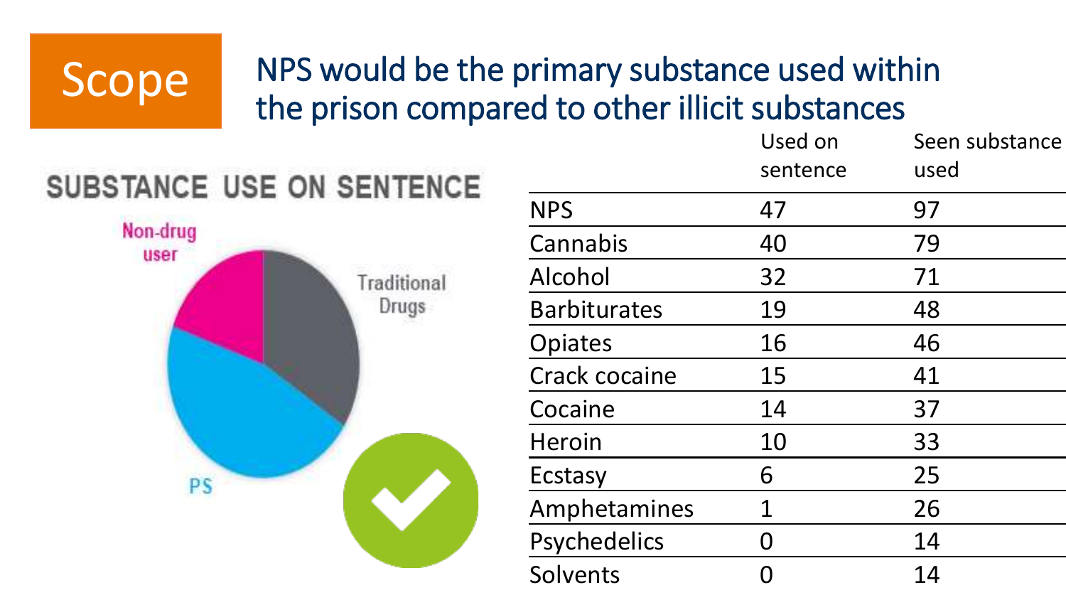# Scope

## NPS would be the primary substance used within the prison compared to other illicit substances

**SUBSTANCE USE ON SENTENCE**

Non-drug user

Traditional Drugs

PS

| | Used on sentence | Seen substance used |
|---|---|---|
| NPS | 47 | 97 |
| Cannabis | 40 | 79 |
| Alcohol | 32 | 71 |
| Barbiturates | 19 | 48 |
| Opiates | 16 | 46 |
| Crack cocaine | 15 | 41 |
| Cocaine | 14 | 37 |
| Heroin | 10 | 33 |
| Ecstasy | 6 | 25 |
| Amphetamines | 1 | 26 |
| Psychedelics | 0 | 14 |
| Solvents | 0 | 14 |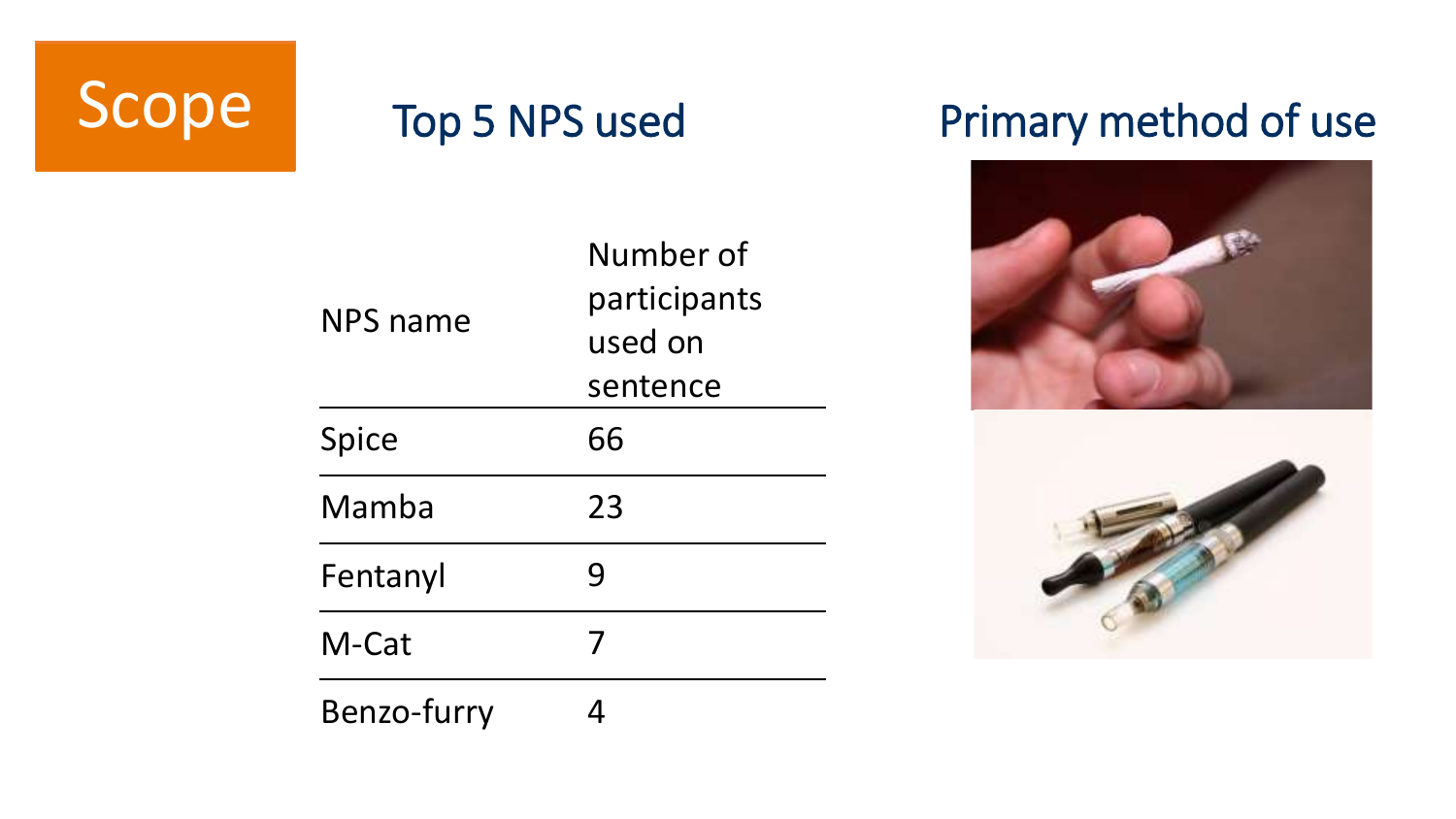# Scope

## Top 5 NPS used

| NPS name | Number of participants used on sentence |
| --- | --- |
| Spice | 66 |
| Mamba | 23 |
| Fentanyl | 9 |
| M-Cat | 7 |
| Benzo-furry | 4 |

## Primary method of use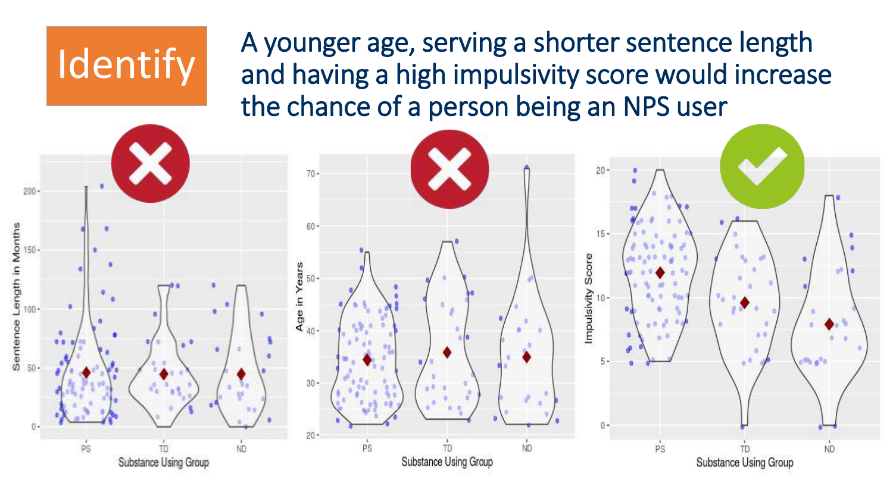# Identify

A younger age, serving a shorter sentence length and having a high impulsivity score would increase the chance of a person being an NPS user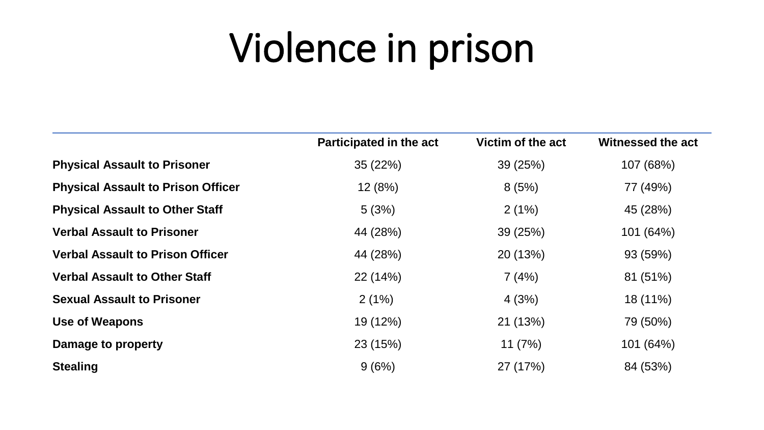# Violence in prison

| | Participated in the act | Victim of the act | Witnessed the act |
|---|---|---|---|
| **Physical Assault to Prisoner** | 35 (22%) | 39 (25%) | 107 (68%) |
| **Physical Assault to Prison Officer** | 12 (8%) | 8 (5%) | 77 (49%) |
| **Physical Assault to Other Staff** | 5 (3%) | 2 (1%) | 45 (28%) |
| **Verbal Assault to Prisoner** | 44 (28%) | 39 (25%) | 101 (64%) |
| **Verbal Assault to Prison Officer** | 44 (28%) | 20 (13%) | 93 (59%) |
| **Verbal Assault to Other Staff** | 22 (14%) | 7 (4%) | 81 (51%) |
| **Sexual Assault to Prisoner** | 2 (1%) | 4 (3%) | 18 (11%) |
| **Use of Weapons** | 19 (12%) | 21 (13%) | 79 (50%) |
| **Damage to property** | 23 (15%) | 11 (7%) | 101 (64%) |
| **Stealing** | 9 (6%) | 27 (17%) | 84 (53%) |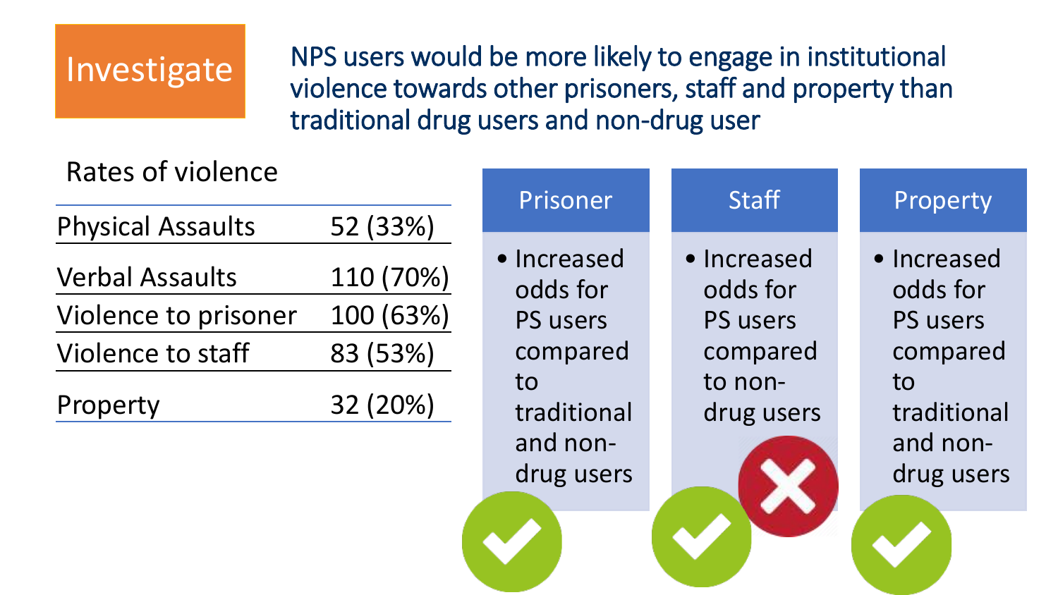## Investigate

NPS users would be more likely to engage in institutional violence towards other prisoners, staff and property than traditional drug users and non-drug user

**Rates of violence**

| | |
|---|---|
| Physical Assaults | 52 (33%) |
| Verbal Assaults | 110 (70%) |
| Violence to prisoner | 100 (63%) |
| Violence to staff | 83 (53%) |
| Property | 32 (20%) |

**Prisoner**

- Increased odds for PS users compared to traditional and non-drug users

✔

**Staff**

- Increased odds for PS users compared to non-drug users

✔ ✘

**Property**

- Increased odds for PS users compared to traditional and non-drug users

✔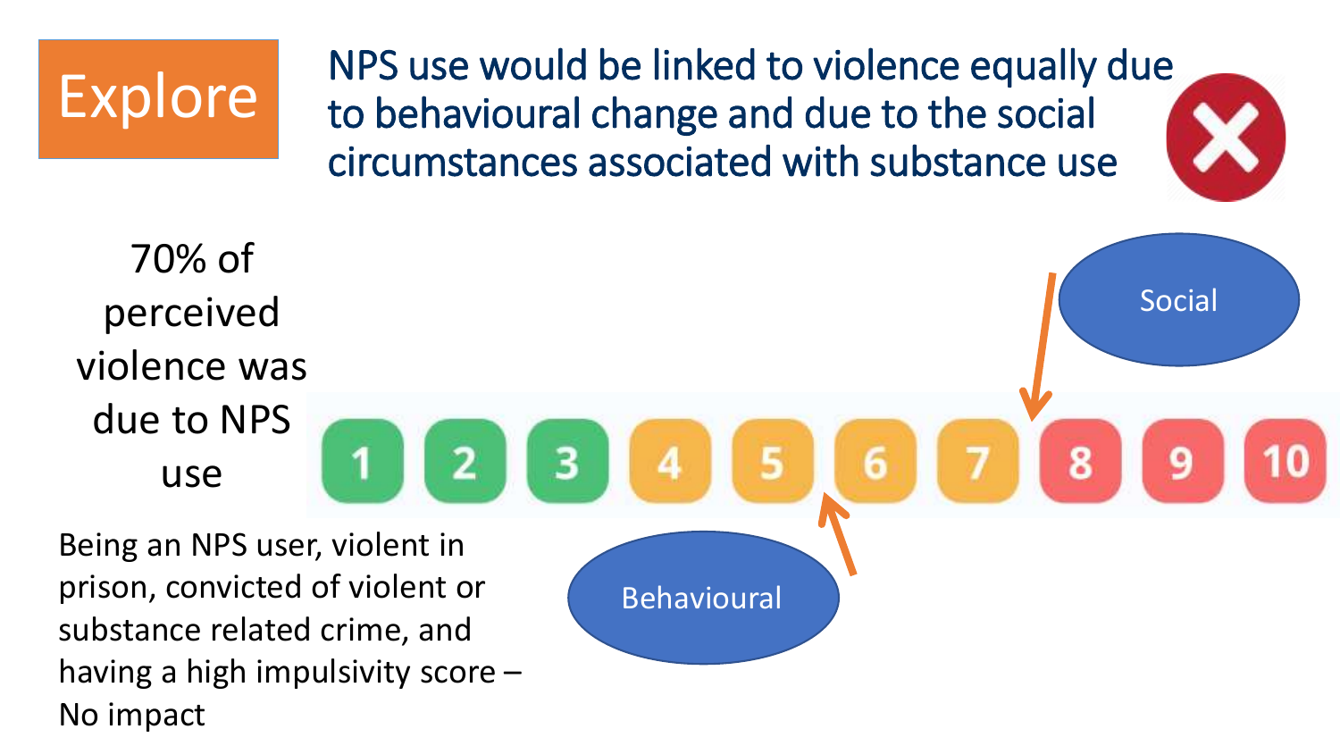# Explore

NPS use would be linked to violence equally due to behavioural change and due to the social circumstances associated with substance use ✖

70% of perceived violence was due to NPS use

1 2 3 4 5 6 7 8 9 10

Social

Behavioural

Being an NPS user, violent in prison, convicted of violent or substance related crime, and having a high impulsivity score – No impact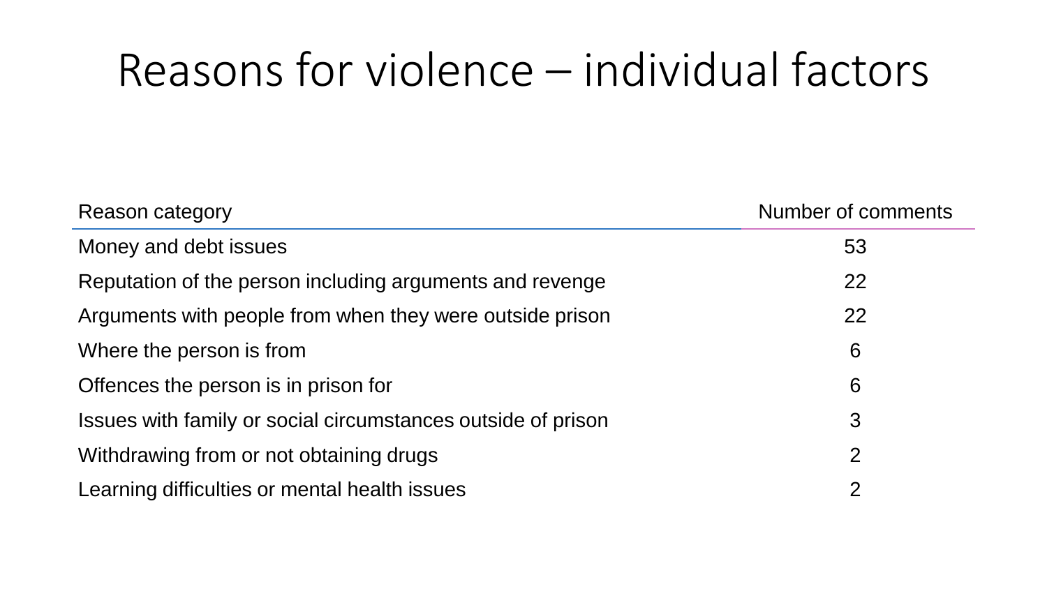# Reasons for violence – individual factors

| Reason category | Number of comments |
|---|---|
| Money and debt issues | 53 |
| Reputation of the person including arguments and revenge | 22 |
| Arguments with people from when they were outside prison | 22 |
| Where the person is from | 6 |
| Offences the person is in prison for | 6 |
| Issues with family or social circumstances outside of prison | 3 |
| Withdrawing from or not obtaining drugs | 2 |
| Learning difficulties or mental health issues | 2 |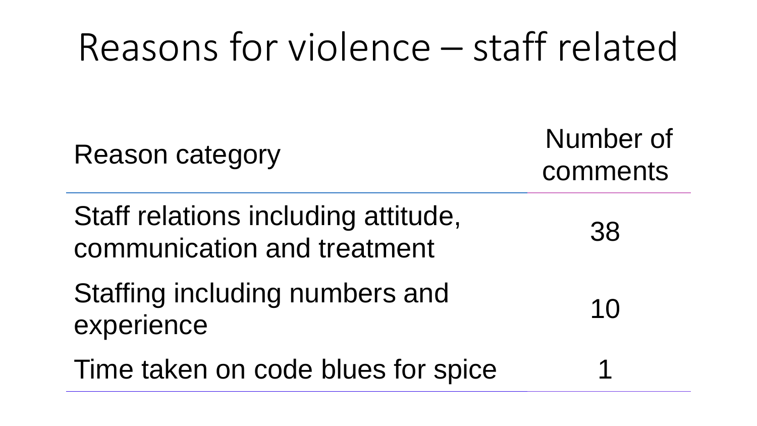# Reasons for violence – staff related

| Reason category | Number of comments |
| --- | --- |
| Staff relations including attitude, communication and treatment | 38 |
| Staffing including numbers and experience | 10 |
| Time taken on code blues for spice | 1 |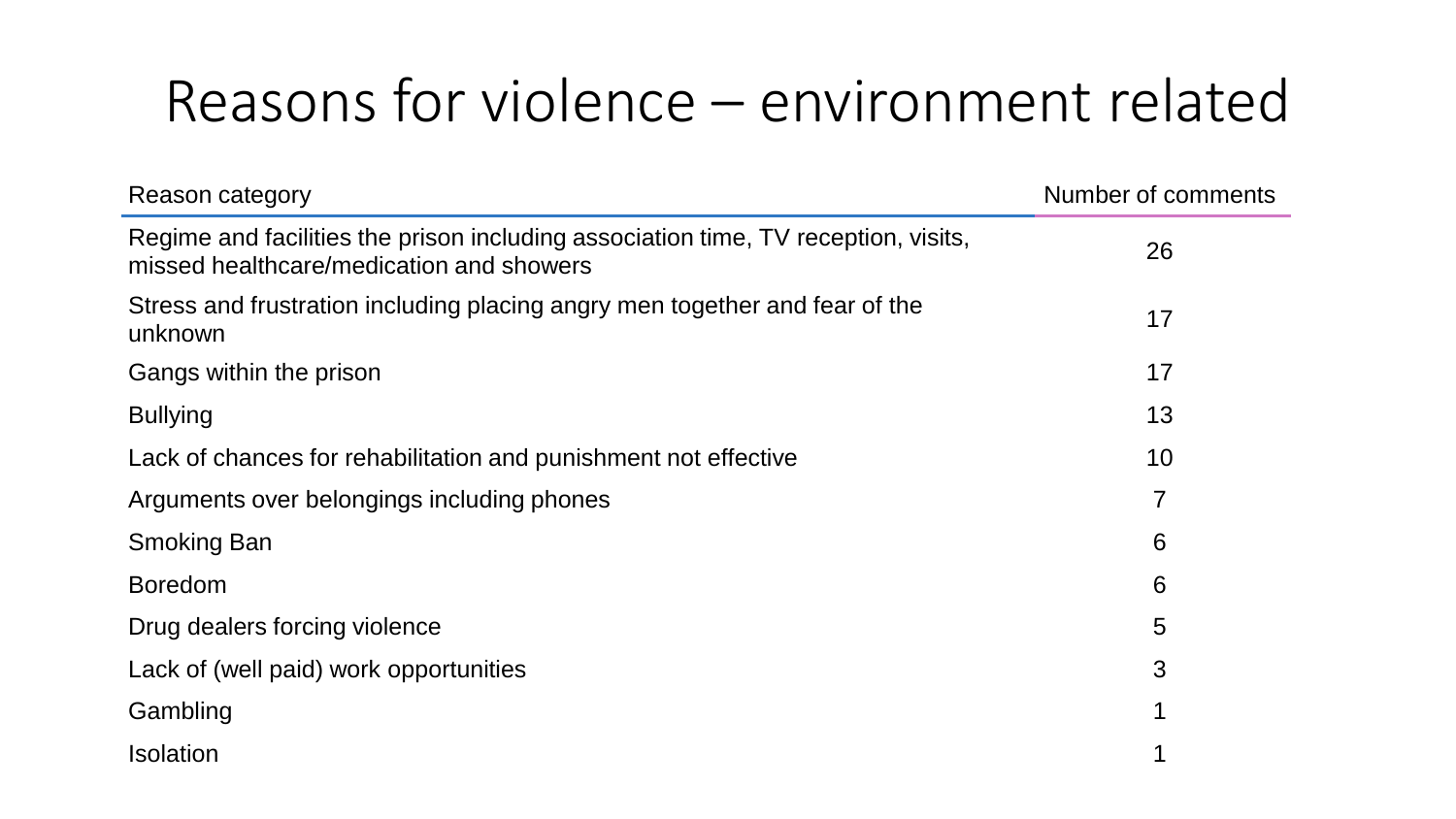# Reasons for violence – environment related

| Reason category | Number of comments |
| --- | --- |
| Regime and facilities the prison including association time, TV reception, visits, missed healthcare/medication and showers | 26 |
| Stress and frustration including placing angry men together and fear of the unknown | 17 |
| Gangs within the prison | 17 |
| Bullying | 13 |
| Lack of chances for rehabilitation and punishment not effective | 10 |
| Arguments over belongings including phones | 7 |
| Smoking Ban | 6 |
| Boredom | 6 |
| Drug dealers forcing violence | 5 |
| Lack of (well paid) work opportunities | 3 |
| Gambling | 1 |
| Isolation | 1 |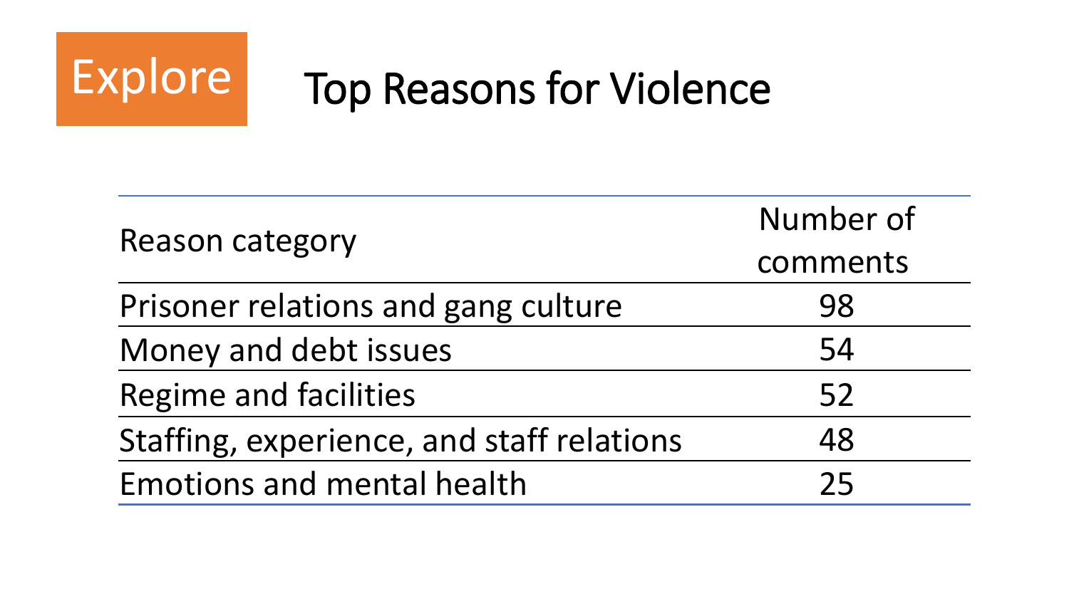Explore

# Top Reasons for Violence

| Reason category | Number of comments |
| --- | --- |
| Prisoner relations and gang culture | 98 |
| Money and debt issues | 54 |
| Regime and facilities | 52 |
| Staffing, experience, and staff relations | 48 |
| Emotions and mental health | 25 |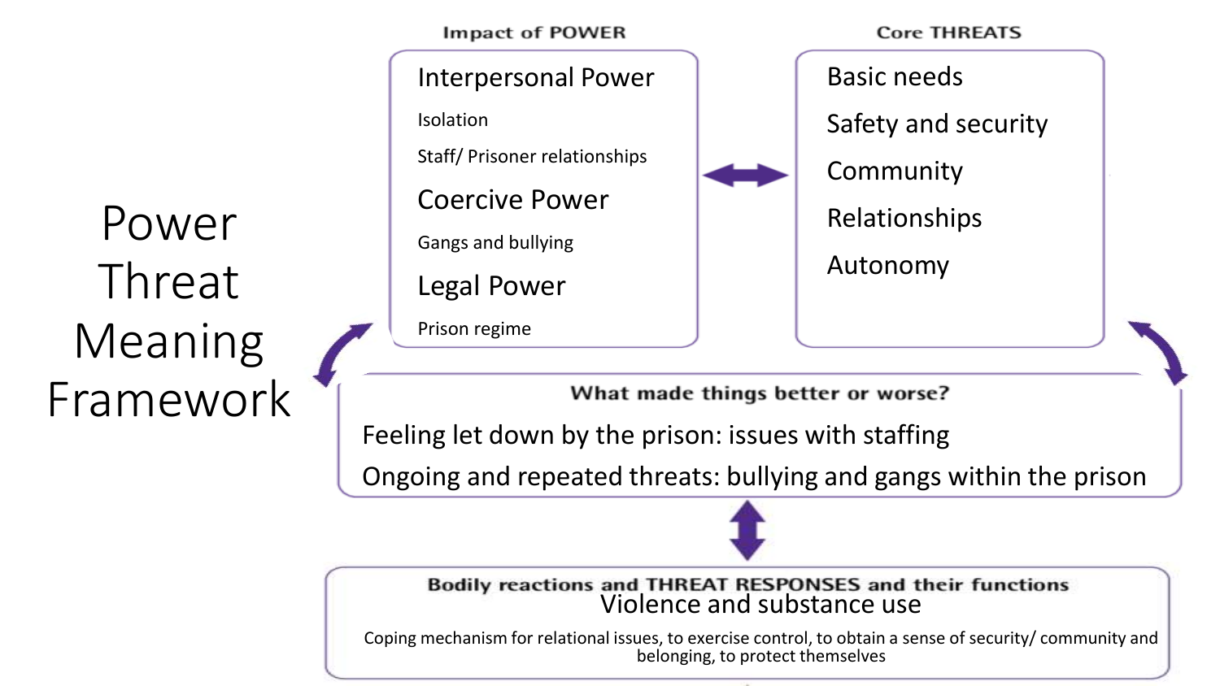# Power Threat Meaning Framework

### Impact of POWER

**Interpersonal Power**

- Isolation
- Staff/ Prisoner relationships

**Coercive Power**

- Gangs and bullying

**Legal Power**

- Prison regime

### Core THREATS

- Basic needs
- Safety and security
- Community
- Relationships
- Autonomy

### What made things better or worse?

Feeling let down by the prison: issues with staffing

Ongoing and repeated threats: bullying and gangs within the prison

### Bodily reactions and THREAT RESPONSES and their functions

**Violence and substance use**

Coping mechanism for relational issues, to exercise control, to obtain a sense of security/ community and belonging, to protect themselves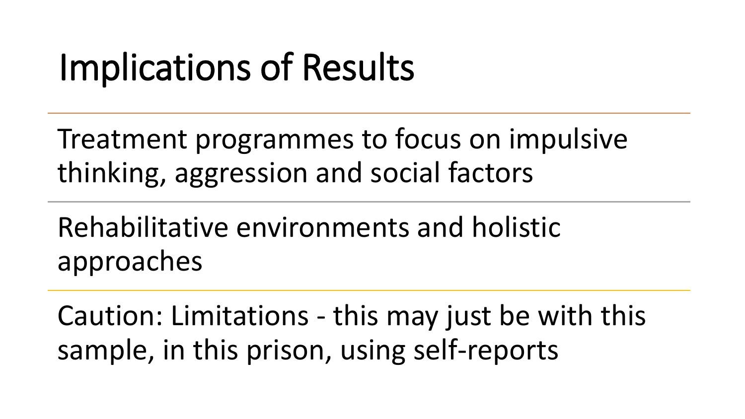# Implications of Results

Treatment programmes to focus on impulsive thinking, aggression and social factors

Rehabilitative environments and holistic approaches

Caution: Limitations - this may just be with this sample, in this prison, using self-reports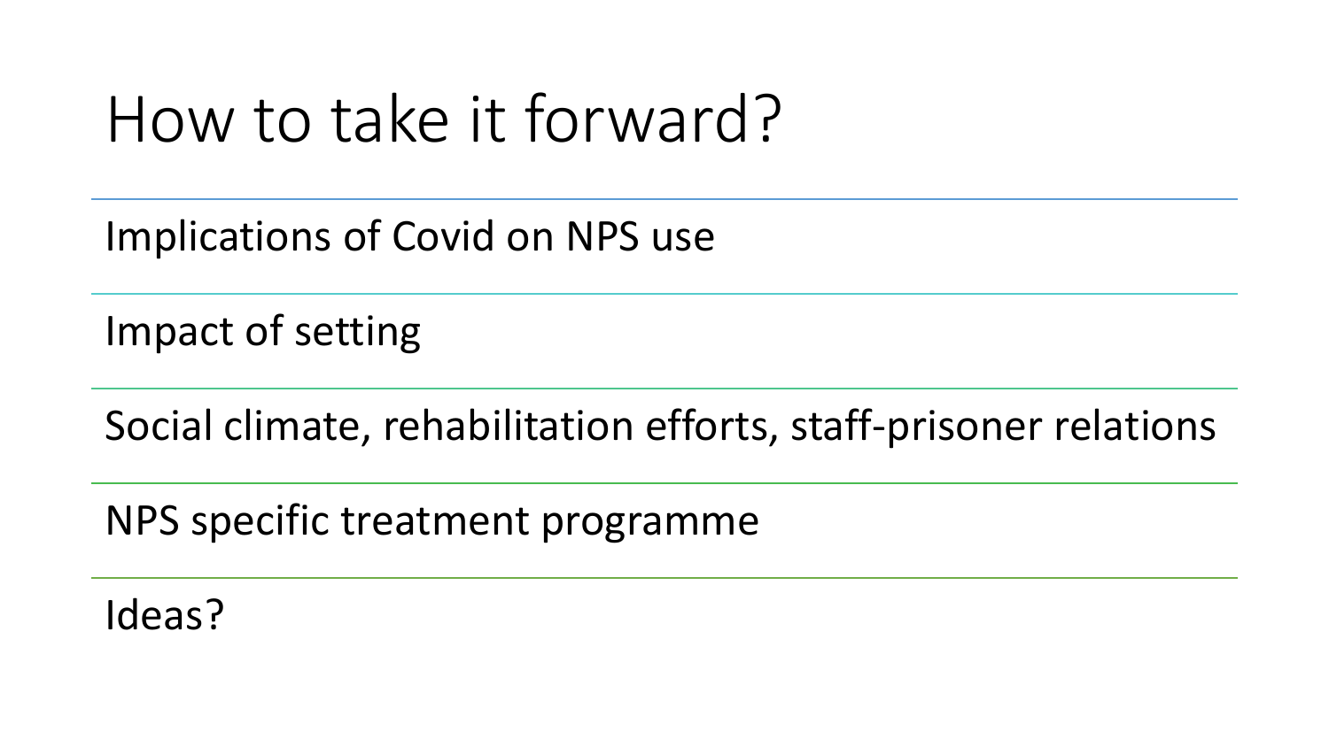# How to take it forward?

- Implications of Covid on NPS use
- Impact of setting
- Social climate, rehabilitation efforts, staff-prisoner relations
- NPS specific treatment programme
- Ideas?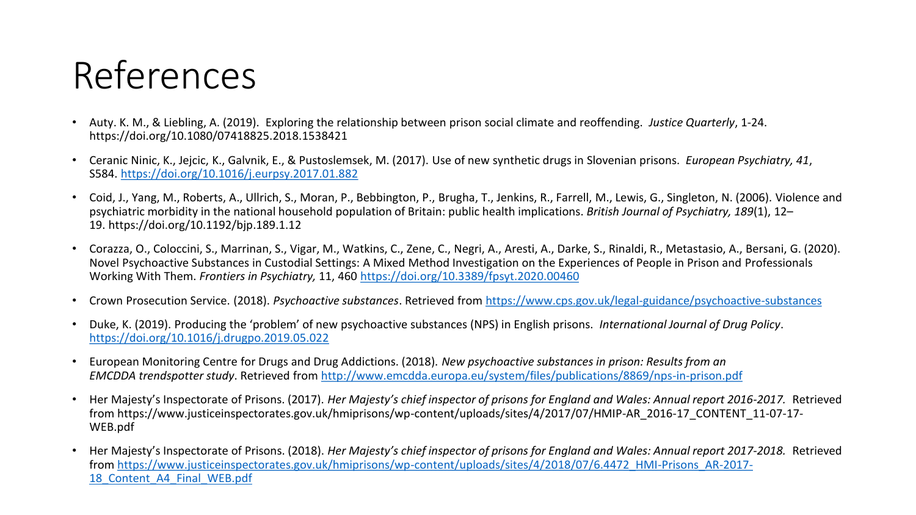# References

- Auty. K. M., & Liebling, A. (2019). Exploring the relationship between prison social climate and reoffending. *Justice Quarterly*, 1-24. https://doi.org/10.1080/07418825.2018.1538421
- Ceranic Ninic, K., Jejcic, K., Galvnik, E., & Pustoslemsek, M. (2017). Use of new synthetic drugs in Slovenian prisons. *European Psychiatry, 41*, S584. https://doi.org/10.1016/j.eurpsy.2017.01.882
- Coid, J., Yang, M., Roberts, A., Ullrich, S., Moran, P., Bebbington, P., Brugha, T., Jenkins, R., Farrell, M., Lewis, G., Singleton, N. (2006). Violence and psychiatric morbidity in the national household population of Britain: public health implications. *British Journal of Psychiatry, 189*(1), 12–19. https://doi.org/10.1192/bjp.189.1.12
- Corazza, O., Coloccini, S., Marrinan, S., Vigar, M., Watkins, C., Zene, C., Negri, A., Aresti, A., Darke, S., Rinaldi, R., Metastasio, A., Bersani, G. (2020). Novel Psychoactive Substances in Custodial Settings: A Mixed Method Investigation on the Experiences of People in Prison and Professionals Working With Them. *Frontiers in Psychiatry,* 11, 460 https://doi.org/10.3389/fpsyt.2020.00460
- Crown Prosecution Service. (2018). *Psychoactive substances*. Retrieved from https://www.cps.gov.uk/legal-guidance/psychoactive-substances
- Duke, K. (2019). Producing the 'problem' of new psychoactive substances (NPS) in English prisons. *International Journal of Drug Policy*. https://doi.org/10.1016/j.drugpo.2019.05.022
- European Monitoring Centre for Drugs and Drug Addictions. (2018). *New psychoactive substances in prison: Results from an EMCDDA trendspotter study*. Retrieved from http://www.emcdda.europa.eu/system/files/publications/8869/nps-in-prison.pdf
- Her Majesty's Inspectorate of Prisons. (2017). *Her Majesty's chief inspector of prisons for England and Wales: Annual report 2016-2017.* Retrieved from https://www.justiceinspectorates.gov.uk/hmiprisons/wp-content/uploads/sites/4/2017/07/HMIP-AR_2016-17_CONTENT_11-07-17-WEB.pdf
- Her Majesty's Inspectorate of Prisons. (2018). *Her Majesty's chief inspector of prisons for England and Wales: Annual report 2017-2018.* Retrieved from https://www.justiceinspectorates.gov.uk/hmiprisons/wp-content/uploads/sites/4/2018/07/6.4472_HMI-Prisons_AR-2017-18_Content_A4_Final_WEB.pdf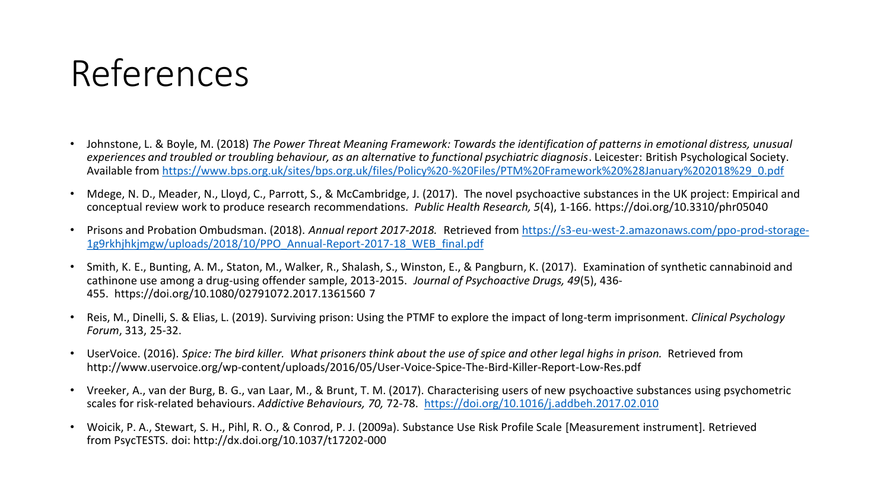# References

- Johnstone, L. & Boyle, M. (2018) *The Power Threat Meaning Framework: Towards the identification of patterns in emotional distress, unusual experiences and troubled or troubling behaviour, as an alternative to functional psychiatric diagnosis*. Leicester: British Psychological Society. Available from https://www.bps.org.uk/sites/bps.org.uk/files/Policy%20-%20Files/PTM%20Framework%20%28January%202018%29_0.pdf
- Mdege, N. D., Meader, N., Lloyd, C., Parrott, S., & McCambridge, J. (2017). The novel psychoactive substances in the UK project: Empirical and conceptual review work to produce research recommendations. *Public Health Research, 5*(4), 1-166. https://doi.org/10.3310/phr05040
- Prisons and Probation Ombudsman. (2018). *Annual report 2017-2018.* Retrieved from https://s3-eu-west-2.amazonaws.com/ppo-prod-storage-1g9rkhjhkjmgw/uploads/2018/10/PPO_Annual-Report-2017-18_WEB_final.pdf
- Smith, K. E., Bunting, A. M., Staton, M., Walker, R., Shalash, S., Winston, E., & Pangburn, K. (2017). Examination of synthetic cannabinoid and cathinone use among a drug-using offender sample, 2013-2015. *Journal of Psychoactive Drugs, 49*(5), 436-455. https://doi.org/10.1080/02791072.2017.1361560 7
- Reis, M., Dinelli, S. & Elias, L. (2019). Surviving prison: Using the PTMF to explore the impact of long-term imprisonment. *Clinical Psychology Forum*, 313, 25-32.
- UserVoice. (2016). *Spice: The bird killer. What prisoners think about the use of spice and other legal highs in prison.* Retrieved from http://www.uservoice.org/wp-content/uploads/2016/05/User-Voice-Spice-The-Bird-Killer-Report-Low-Res.pdf
- Vreeker, A., van der Burg, B. G., van Laar, M., & Brunt, T. M. (2017). Characterising users of new psychoactive substances using psychometric scales for risk-related behaviours. *Addictive Behaviours, 70,* 72-78. https://doi.org/10.1016/j.addbeh.2017.02.010
- Woicik, P. A., Stewart, S. H., Pihl, R. O., & Conrod, P. J. (2009a). Substance Use Risk Profile Scale [Measurement instrument]. Retrieved from PsycTESTS. doi: http://dx.doi.org/10.1037/t17202-000